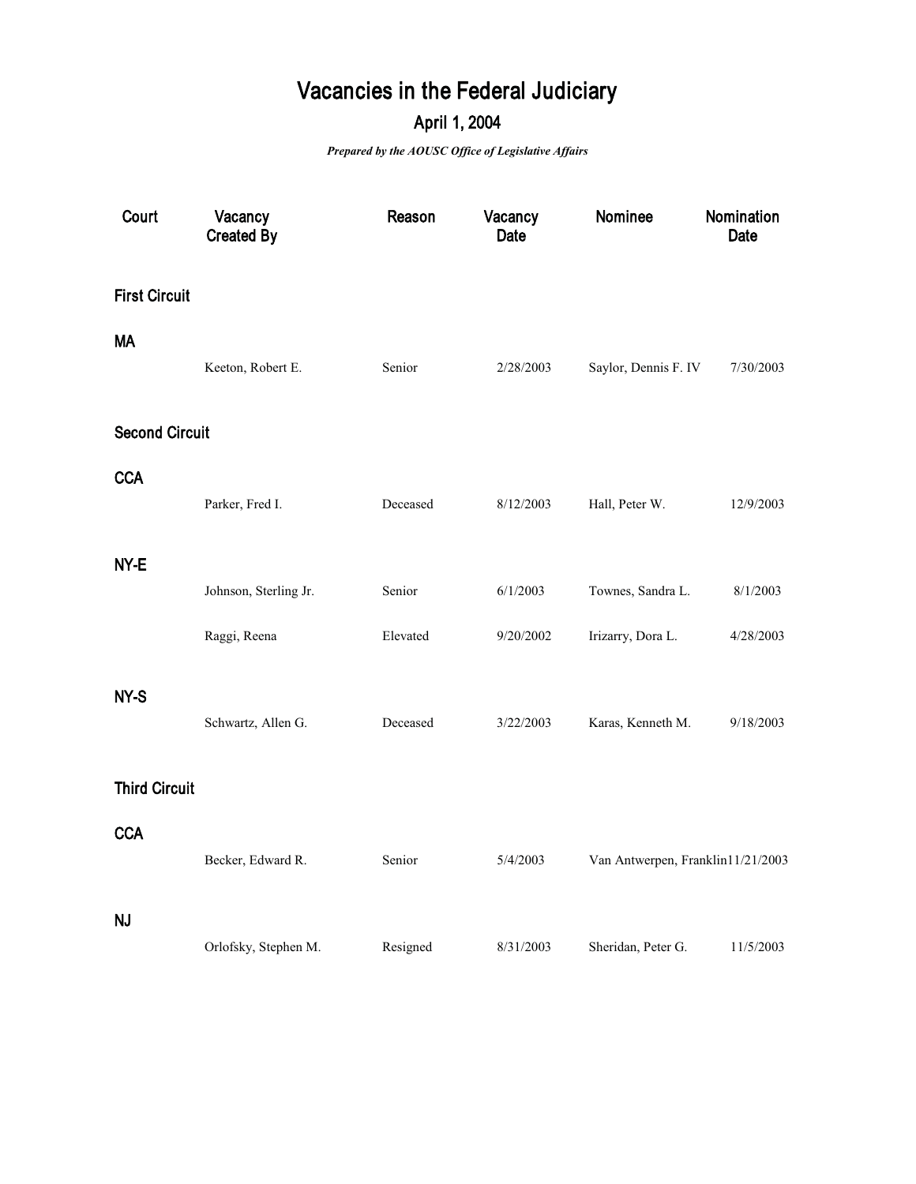# Vacancies in the Federal Judiciary

## April 1, 2004

***Prepared by the AOUSC Office of Legislative Affairs***

| Court | Vacancy Created By | Reason | Vacancy Date | Nominee | Nomination Date |
|---|---|---|---|---|---|
| **First Circuit** | | | | | |
| **MA** | | | | | |
| | Keeton, Robert E. | Senior | 2/28/2003 | Saylor, Dennis F. IV | 7/30/2003 |
| **Second Circuit** | | | | | |
| **CCA** | | | | | |
| | Parker, Fred I. | Deceased | 8/12/2003 | Hall, Peter W. | 12/9/2003 |
| **NY-E** | | | | | |
| | Johnson, Sterling Jr. | Senior | 6/1/2003 | Townes, Sandra L. | 8/1/2003 |
| | Raggi, Reena | Elevated | 9/20/2002 | Irizarry, Dora L. | 4/28/2003 |
| **NY-S** | | | | | |
| | Schwartz, Allen G. | Deceased | 3/22/2003 | Karas, Kenneth M. | 9/18/2003 |
| **Third Circuit** | | | | | |
| **CCA** | | | | | |
| | Becker, Edward R. | Senior | 5/4/2003 | Van Antwerpen, Franklin | 11/21/2003 |
| **NJ** | | | | | |
| | Orlofsky, Stephen M. | Resigned | 8/31/2003 | Sheridan, Peter G. | 11/5/2003 |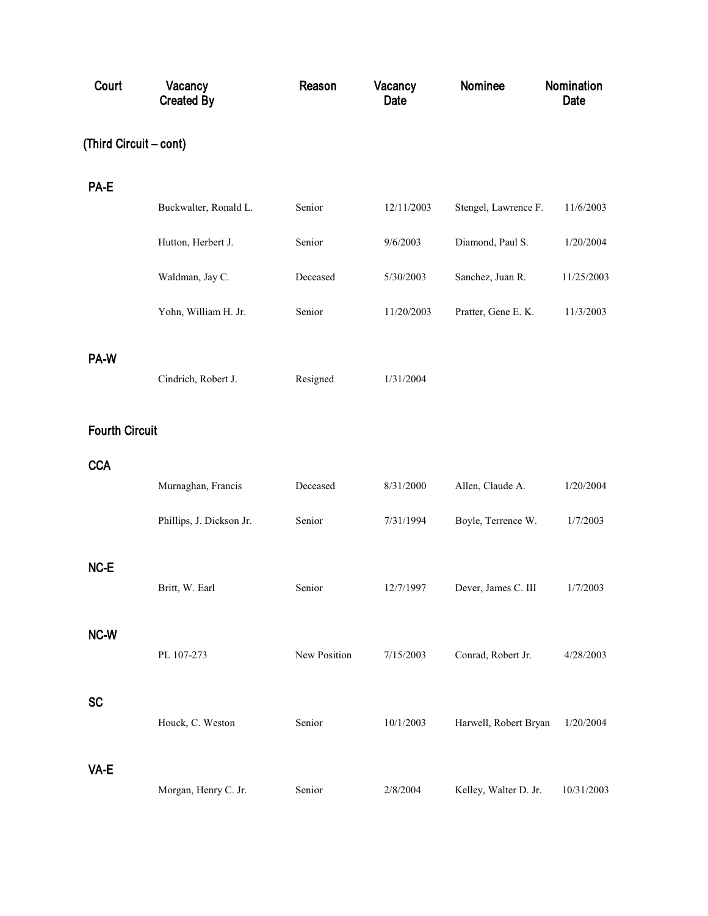| Court | Vacancy Created By | Reason | Vacancy Date | Nominee | Nomination Date |
|---|---|---|---|---|---|
| **(Third Circuit – cont)** | | | | | |
| **PA-E** | | | | | |
| | Buckwalter, Ronald L. | Senior | 12/11/2003 | Stengel, Lawrence F. | 11/6/2003 |
| | Hutton, Herbert J. | Senior | 9/6/2003 | Diamond, Paul S. | 1/20/2004 |
| | Waldman, Jay C. | Deceased | 5/30/2003 | Sanchez, Juan R. | 11/25/2003 |
| | Yohn, William H. Jr. | Senior | 11/20/2003 | Pratter, Gene E. K. | 11/3/2003 |
| **PA-W** | | | | | |
| | Cindrich, Robert J. | Resigned | 1/31/2004 | | |
| **Fourth Circuit** | | | | | |
| **CCA** | | | | | |
| | Murnaghan, Francis | Deceased | 8/31/2000 | Allen, Claude A. | 1/20/2004 |
| | Phillips, J. Dickson Jr. | Senior | 7/31/1994 | Boyle, Terrence W. | 1/7/2003 |
| **NC-E** | | | | | |
| | Britt, W. Earl | Senior | 12/7/1997 | Dever, James C. III | 1/7/2003 |
| **NC-W** | | | | | |
| | PL 107-273 | New Position | 7/15/2003 | Conrad, Robert Jr. | 4/28/2003 |
| **SC** | | | | | |
| | Houck, C. Weston | Senior | 10/1/2003 | Harwell, Robert Bryan | 1/20/2004 |
| **VA-E** | | | | | |
| | Morgan, Henry C. Jr. | Senior | 2/8/2004 | Kelley, Walter D. Jr. | 10/31/2003 |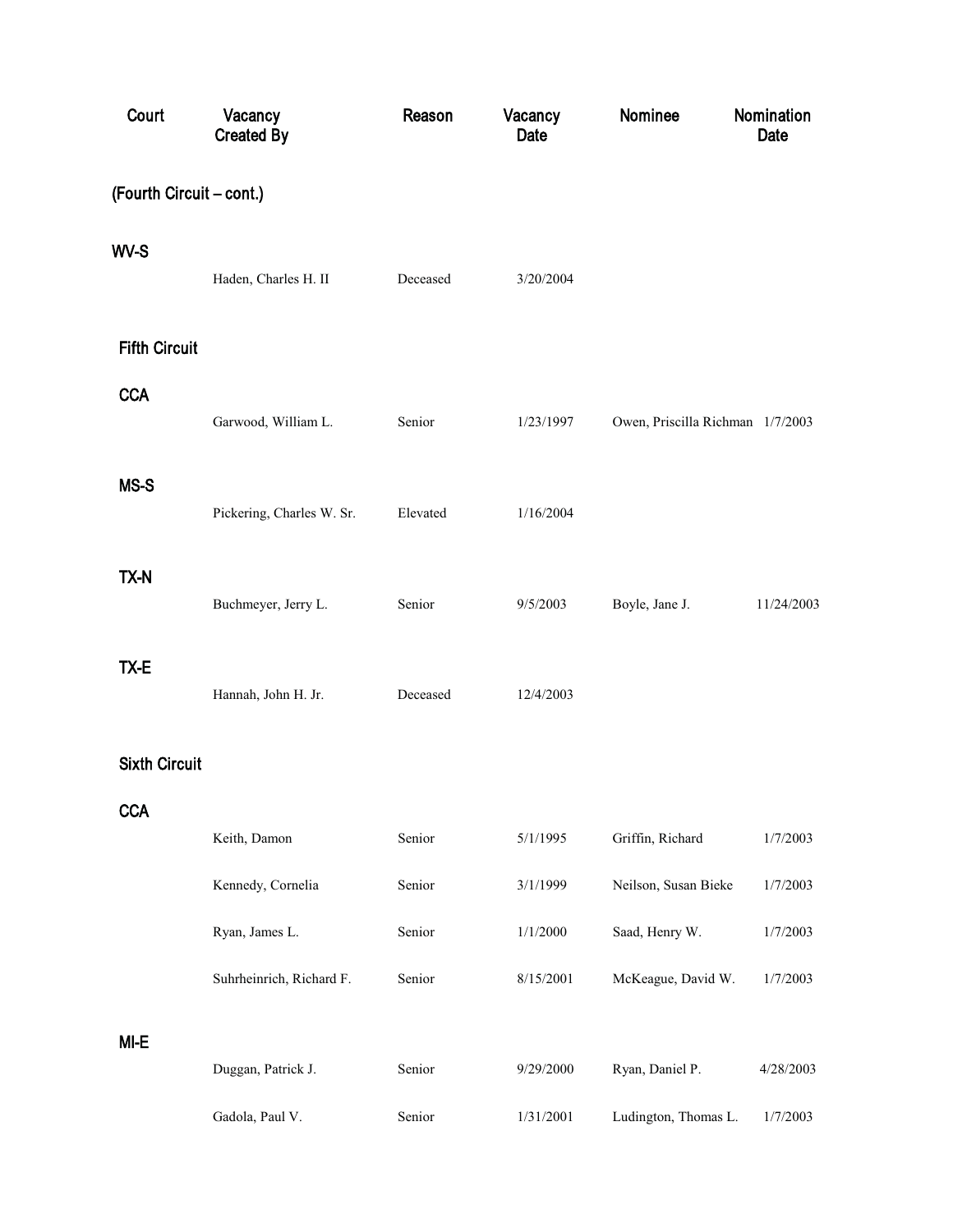| Court | Vacancy Created By | Reason | Vacancy Date | Nominee | Nomination Date |
|---|---|---|---|---|---|
| **(Fourth Circuit – cont.)** | | | | | |
| **WV-S** | | | | | |
| | Haden, Charles H. II | Deceased | 3/20/2004 | | |
| **Fifth Circuit** | | | | | |
| **CCA** | | | | | |
| | Garwood, William L. | Senior | 1/23/1997 | Owen, Priscilla Richman | 1/7/2003 |
| **MS-S** | | | | | |
| | Pickering, Charles W. Sr. | Elevated | 1/16/2004 | | |
| **TX-N** | | | | | |
| | Buchmeyer, Jerry L. | Senior | 9/5/2003 | Boyle, Jane J. | 11/24/2003 |
| **TX-E** | | | | | |
| | Hannah, John H. Jr. | Deceased | 12/4/2003 | | |
| **Sixth Circuit** | | | | | |
| **CCA** | | | | | |
| | Keith, Damon | Senior | 5/1/1995 | Griffin, Richard | 1/7/2003 |
| | Kennedy, Cornelia | Senior | 3/1/1999 | Neilson, Susan Bieke | 1/7/2003 |
| | Ryan, James L. | Senior | 1/1/2000 | Saad, Henry W. | 1/7/2003 |
| | Suhrheinrich, Richard F. | Senior | 8/15/2001 | McKeague, David W. | 1/7/2003 |
| **MI-E** | | | | | |
| | Duggan, Patrick J. | Senior | 9/29/2000 | Ryan, Daniel P. | 4/28/2003 |
| | Gadola, Paul V. | Senior | 1/31/2001 | Ludington, Thomas L. | 1/7/2003 |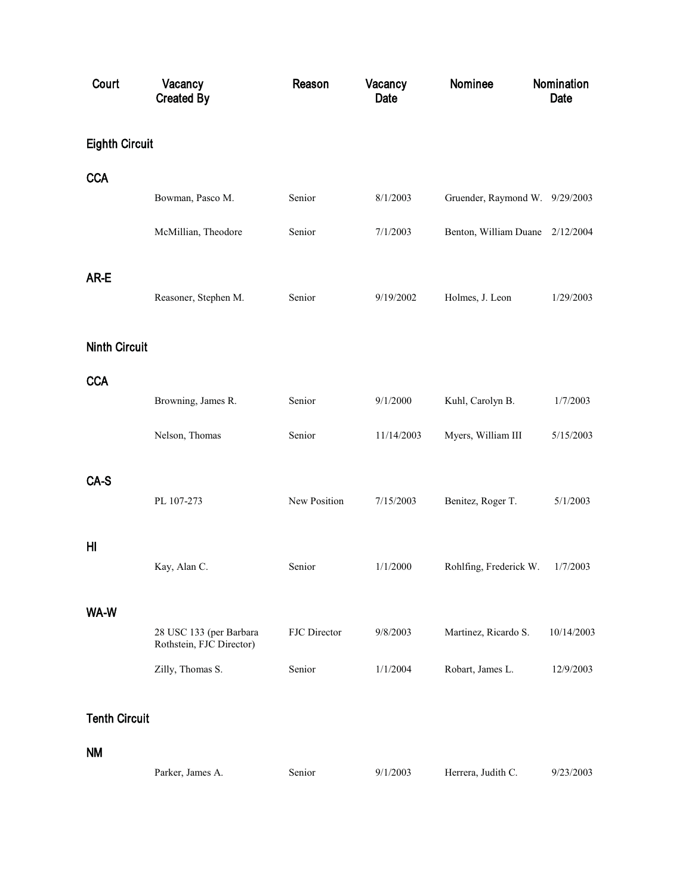| Court | Vacancy Created By | Reason | Vacancy Date | Nominee | Nomination Date |
|---|---|---|---|---|---|
| **Eighth Circuit** | | | | | |
| **CCA** | | | | | |
| | Bowman, Pasco M. | Senior | 8/1/2003 | Gruender, Raymond W. | 9/29/2003 |
| | McMillian, Theodore | Senior | 7/1/2003 | Benton, William Duane | 2/12/2004 |
| **AR-E** | | | | | |
| | Reasoner, Stephen M. | Senior | 9/19/2002 | Holmes, J. Leon | 1/29/2003 |
| **Ninth Circuit** | | | | | |
| **CCA** | | | | | |
| | Browning, James R. | Senior | 9/1/2000 | Kuhl, Carolyn B. | 1/7/2003 |
| | Nelson, Thomas | Senior | 11/14/2003 | Myers, William III | 5/15/2003 |
| **CA-S** | | | | | |
| | PL 107-273 | New Position | 7/15/2003 | Benitez, Roger T. | 5/1/2003 |
| **HI** | | | | | |
| | Kay, Alan C. | Senior | 1/1/2000 | Rohlfing, Frederick W. | 1/7/2003 |
| **WA-W** | | | | | |
| | 28 USC 133 (per Barbara Rothstein, FJC Director) | FJC Director | 9/8/2003 | Martinez, Ricardo S. | 10/14/2003 |
| | Zilly, Thomas S. | Senior | 1/1/2004 | Robart, James L. | 12/9/2003 |
| **Tenth Circuit** | | | | | |
| **NM** | | | | | |
| | Parker, James A. | Senior | 9/1/2003 | Herrera, Judith C. | 9/23/2003 |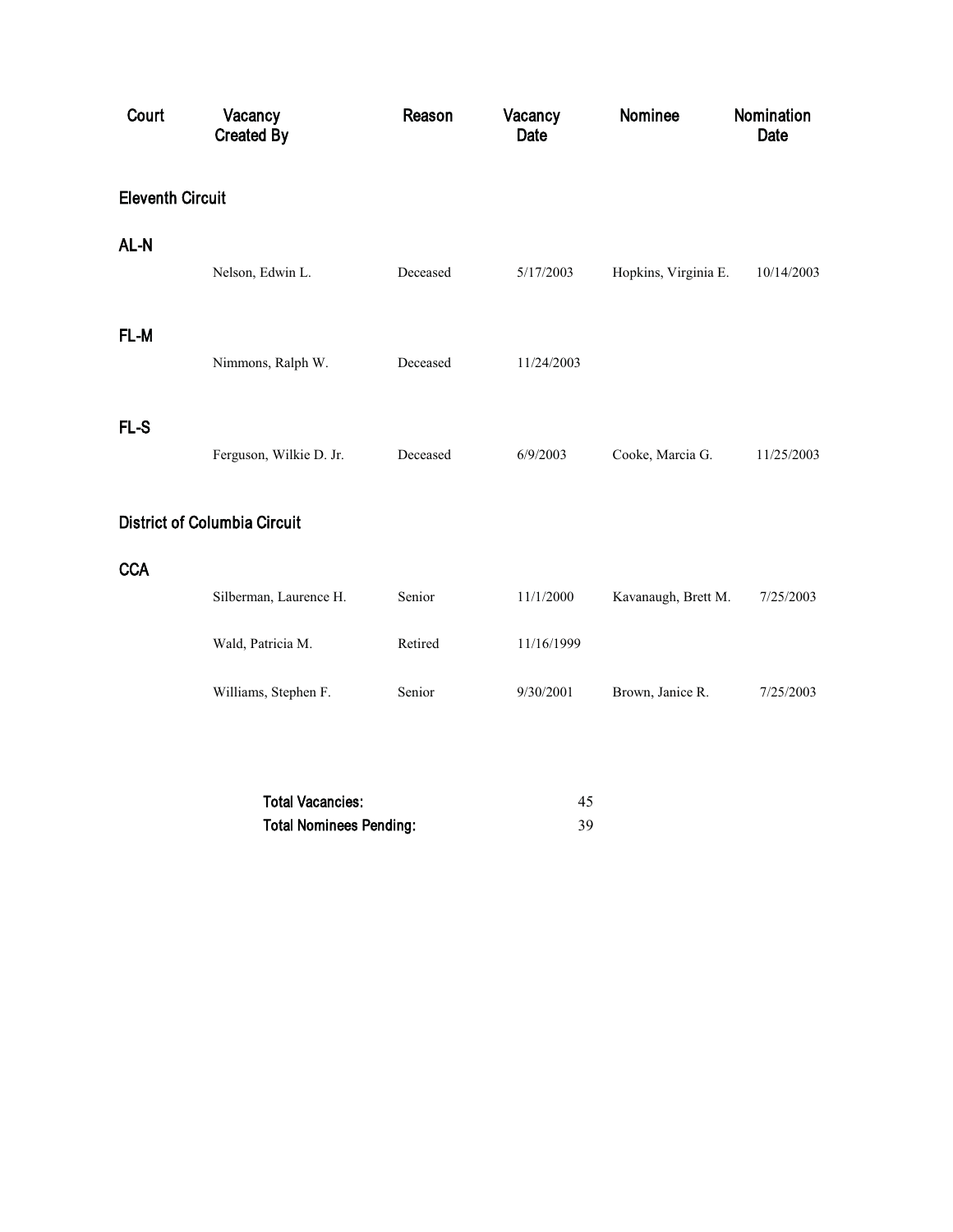| Court | Vacancy Created By | Reason | Vacancy Date | Nominee | Nomination Date |
|---|---|---|---|---|---|
| **Eleventh Circuit** | | | | | |
| **AL-N** | | | | | |
| | Nelson, Edwin L. | Deceased | 5/17/2003 | Hopkins, Virginia E. | 10/14/2003 |
| **FL-M** | | | | | |
| | Nimmons, Ralph W. | Deceased | 11/24/2003 | | |
| **FL-S** | | | | | |
| | Ferguson, Wilkie D. Jr. | Deceased | 6/9/2003 | Cooke, Marcia G. | 11/25/2003 |
| **District of Columbia Circuit** | | | | | |
| **CCA** | | | | | |
| | Silberman, Laurence H. | Senior | 11/1/2000 | Kavanaugh, Brett M. | 7/25/2003 |
| | Wald, Patricia M. | Retired | 11/16/1999 | | |
| | Williams, Stephen F. | Senior | 9/30/2001 | Brown, Janice R. | 7/25/2003 |

**Total Vacancies:** 45

**Total Nominees Pending:** 39